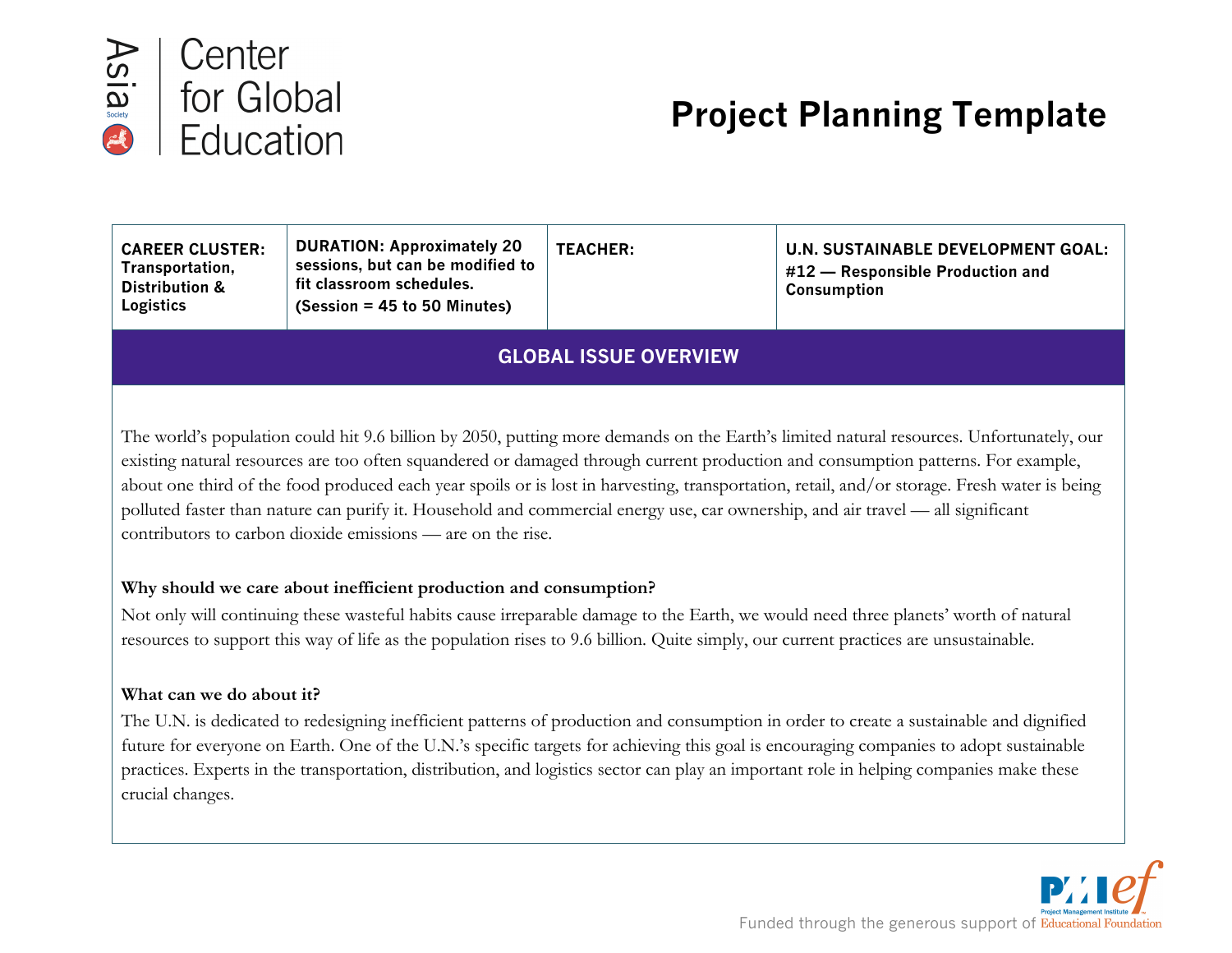Asia Society | Center for Global Education

# Project Planning Template

| CAREER CLUSTER: Transportation, Distribution & Logistics | DURATION: Approximately 20 sessions, but can be modified to fit classroom schedules. (Session = 45 to 50 Minutes) | TEACHER: | U.N. SUSTAINABLE DEVELOPMENT GOAL: #12 — Responsible Production and Consumption |
|---|---|---|---|

## GLOBAL ISSUE OVERVIEW

The world's population could hit 9.6 billion by 2050, putting more demands on the Earth's limited natural resources. Unfortunately, our existing natural resources are too often squandered or damaged through current production and consumption patterns. For example, about one third of the food produced each year spoils or is lost in harvesting, transportation, retail, and/or storage. Fresh water is being polluted faster than nature can purify it. Household and commercial energy use, car ownership, and air travel — all significant contributors to carbon dioxide emissions — are on the rise.

**Why should we care about inefficient production and consumption?**

Not only will continuing these wasteful habits cause irreparable damage to the Earth, we would need three planets' worth of natural resources to support this way of life as the population rises to 9.6 billion. Quite simply, our current practices are unsustainable.

**What can we do about it?**

The U.N. is dedicated to redesigning inefficient patterns of production and consumption in order to create a sustainable and dignified future for everyone on Earth. One of the U.N.'s specific targets for achieving this goal is encouraging companies to adopt sustainable practices. Experts in the transportation, distribution, and logistics sector can play an important role in helping companies make these crucial changes.

Funded through the generous support of Project Management Institute Educational Foundation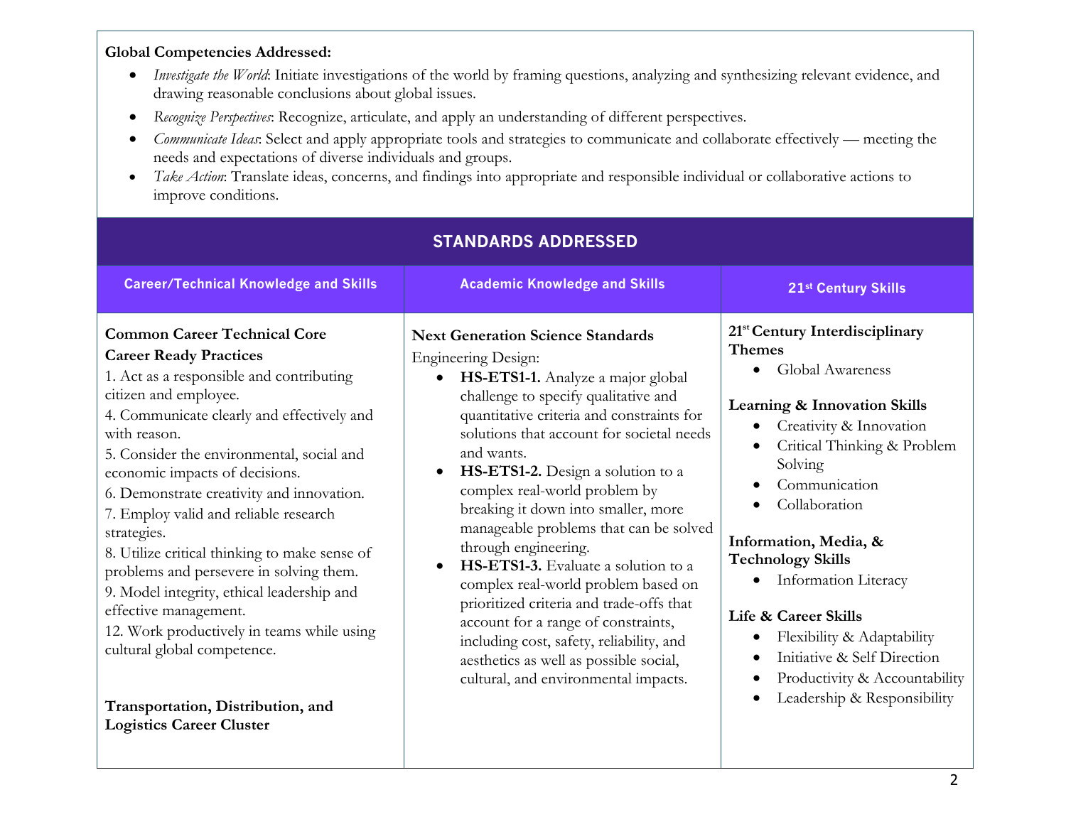**Global Competencies Addressed:**

- *Investigate the World*: Initiate investigations of the world by framing questions, analyzing and synthesizing relevant evidence, and drawing reasonable conclusions about global issues.
- *Recognize Perspectives*: Recognize, articulate, and apply an understanding of different perspectives.
- *Communicate Ideas*: Select and apply appropriate tools and strategies to communicate and collaborate effectively — meeting the needs and expectations of diverse individuals and groups.
- *Take Action*: Translate ideas, concerns, and findings into appropriate and responsible individual or collaborative actions to improve conditions.

## STANDARDS ADDRESSED

| Career/Technical Knowledge and Skills | Academic Knowledge and Skills | 21st Century Skills |
|---|---|---|
| **Common Career Technical Core Career Ready Practices**<br>1. Act as a responsible and contributing citizen and employee.<br>4. Communicate clearly and effectively and with reason.<br>5. Consider the environmental, social and economic impacts of decisions.<br>6. Demonstrate creativity and innovation.<br>7. Employ valid and reliable research strategies.<br>8. Utilize critical thinking to make sense of problems and persevere in solving them.<br>9. Model integrity, ethical leadership and effective management.<br>12. Work productively in teams while using cultural global competence.<br><br>**Transportation, Distribution, and Logistics Career Cluster** | **Next Generation Science Standards**<br>Engineering Design:<br>• **HS-ETS1-1.** Analyze a major global challenge to specify qualitative and quantitative criteria and constraints for solutions that account for societal needs and wants.<br>• **HS-ETS1-2.** Design a solution to a complex real-world problem by breaking it down into smaller, more manageable problems that can be solved through engineering.<br>• **HS-ETS1-3.** Evaluate a solution to a complex real-world problem based on prioritized criteria and trade-offs that account for a range of constraints, including cost, safety, reliability, and aesthetics as well as possible social, cultural, and environmental impacts. | **21st Century Interdisciplinary Themes**<br>• Global Awareness<br><br>**Learning & Innovation Skills**<br>• Creativity & Innovation<br>• Critical Thinking & Problem Solving<br>• Communication<br>• Collaboration<br><br>**Information, Media, & Technology Skills**<br>• Information Literacy<br><br>**Life & Career Skills**<br>• Flexibility & Adaptability<br>• Initiative & Self Direction<br>• Productivity & Accountability<br>• Leadership & Responsibility |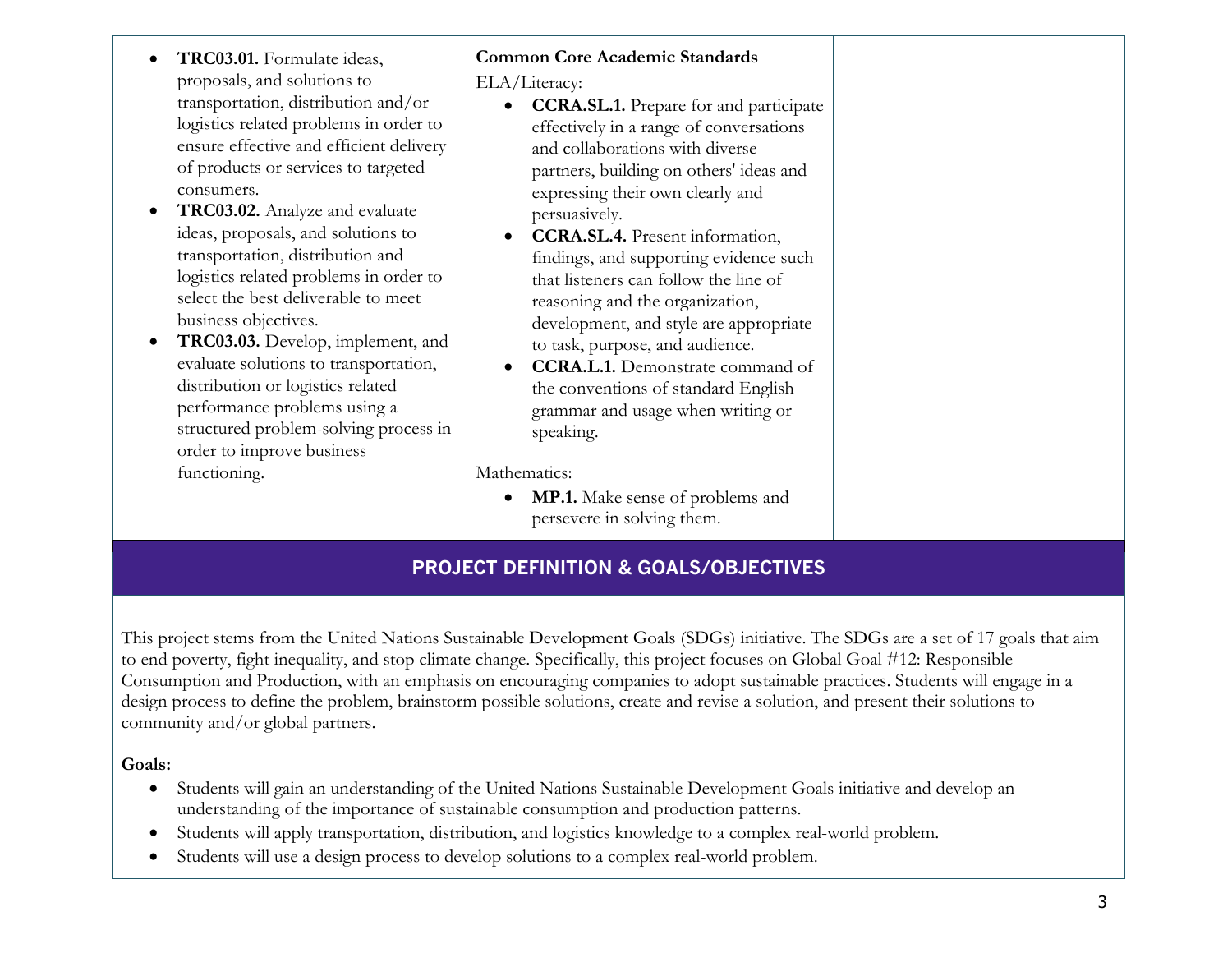| | | |
|---|---|---|
| • **TRC03.01.** Formulate ideas, proposals, and solutions to transportation, distribution and/or logistics related problems in order to ensure effective and efficient delivery of products or services to targeted consumers.<br>• **TRC03.02.** Analyze and evaluate ideas, proposals, and solutions to transportation, distribution and logistics related problems in order to select the best deliverable to meet business objectives.<br>• **TRC03.03.** Develop, implement, and evaluate solutions to transportation, distribution or logistics related performance problems using a structured problem-solving process in order to improve business functioning. | **Common Core Academic Standards**<br>ELA/Literacy:<br>• **CCRA.SL.1.** Prepare for and participate effectively in a range of conversations and collaborations with diverse partners, building on others' ideas and expressing their own clearly and persuasively.<br>• **CCRA.SL.4.** Present information, findings, and supporting evidence such that listeners can follow the line of reasoning and the organization, development, and style are appropriate to task, purpose, and audience.<br>• **CCRA.L.1.** Demonstrate command of the conventions of standard English grammar and usage when writing or speaking.<br><br>Mathematics:<br>• **MP.1.** Make sense of problems and persevere in solving them. | |

## PROJECT DEFINITION & GOALS/OBJECTIVES

This project stems from the United Nations Sustainable Development Goals (SDGs) initiative. The SDGs are a set of 17 goals that aim to end poverty, fight inequality, and stop climate change. Specifically, this project focuses on Global Goal #12: Responsible Consumption and Production, with an emphasis on encouraging companies to adopt sustainable practices. Students will engage in a design process to define the problem, brainstorm possible solutions, create and revise a solution, and present their solutions to community and/or global partners.

**Goals:**

- Students will gain an understanding of the United Nations Sustainable Development Goals initiative and develop an understanding of the importance of sustainable consumption and production patterns.
- Students will apply transportation, distribution, and logistics knowledge to a complex real-world problem.
- Students will use a design process to develop solutions to a complex real-world problem.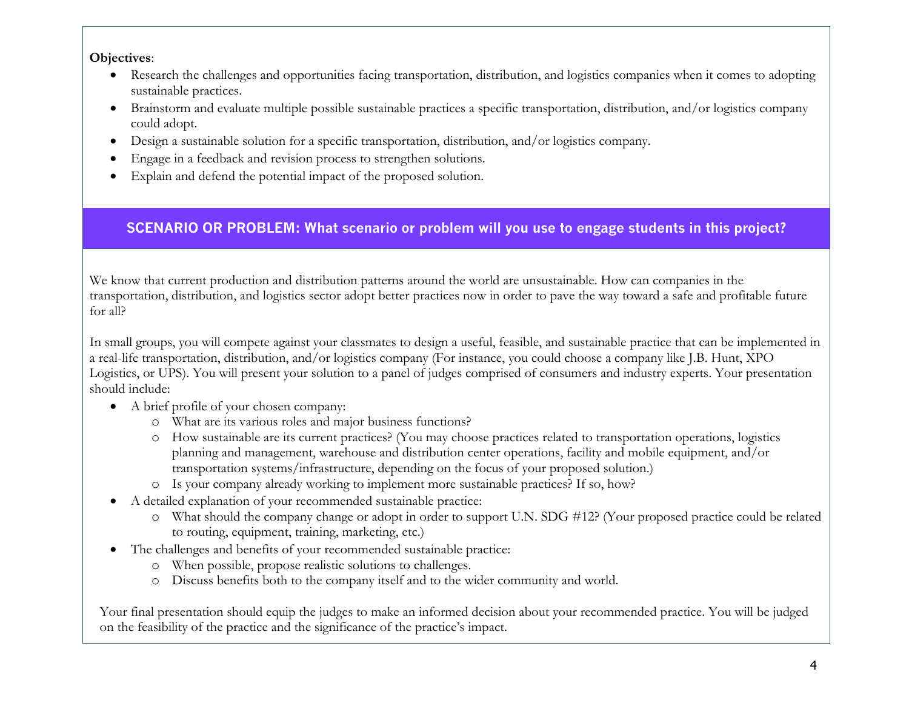**Objectives**:

- Research the challenges and opportunities facing transportation, distribution, and logistics companies when it comes to adopting sustainable practices.
- Brainstorm and evaluate multiple possible sustainable practices a specific transportation, distribution, and/or logistics company could adopt.
- Design a sustainable solution for a specific transportation, distribution, and/or logistics company.
- Engage in a feedback and revision process to strengthen solutions.
- Explain and defend the potential impact of the proposed solution.

## SCENARIO OR PROBLEM: What scenario or problem will you use to engage students in this project?

We know that current production and distribution patterns around the world are unsustainable. How can companies in the transportation, distribution, and logistics sector adopt better practices now in order to pave the way toward a safe and profitable future for all?

In small groups, you will compete against your classmates to design a useful, feasible, and sustainable practice that can be implemented in a real-life transportation, distribution, and/or logistics company (For instance, you could choose a company like J.B. Hunt, XPO Logistics, or UPS). You will present your solution to a panel of judges comprised of consumers and industry experts. Your presentation should include:

- A brief profile of your chosen company:
  - What are its various roles and major business functions?
  - How sustainable are its current practices? (You may choose practices related to transportation operations, logistics planning and management, warehouse and distribution center operations, facility and mobile equipment, and/or transportation systems/infrastructure, depending on the focus of your proposed solution.)
  - Is your company already working to implement more sustainable practices? If so, how?
- A detailed explanation of your recommended sustainable practice:
  - What should the company change or adopt in order to support U.N. SDG #12? (Your proposed practice could be related to routing, equipment, training, marketing, etc.)
- The challenges and benefits of your recommended sustainable practice:
  - When possible, propose realistic solutions to challenges.
  - Discuss benefits both to the company itself and to the wider community and world.

Your final presentation should equip the judges to make an informed decision about your recommended practice. You will be judged on the feasibility of the practice and the significance of the practice's impact.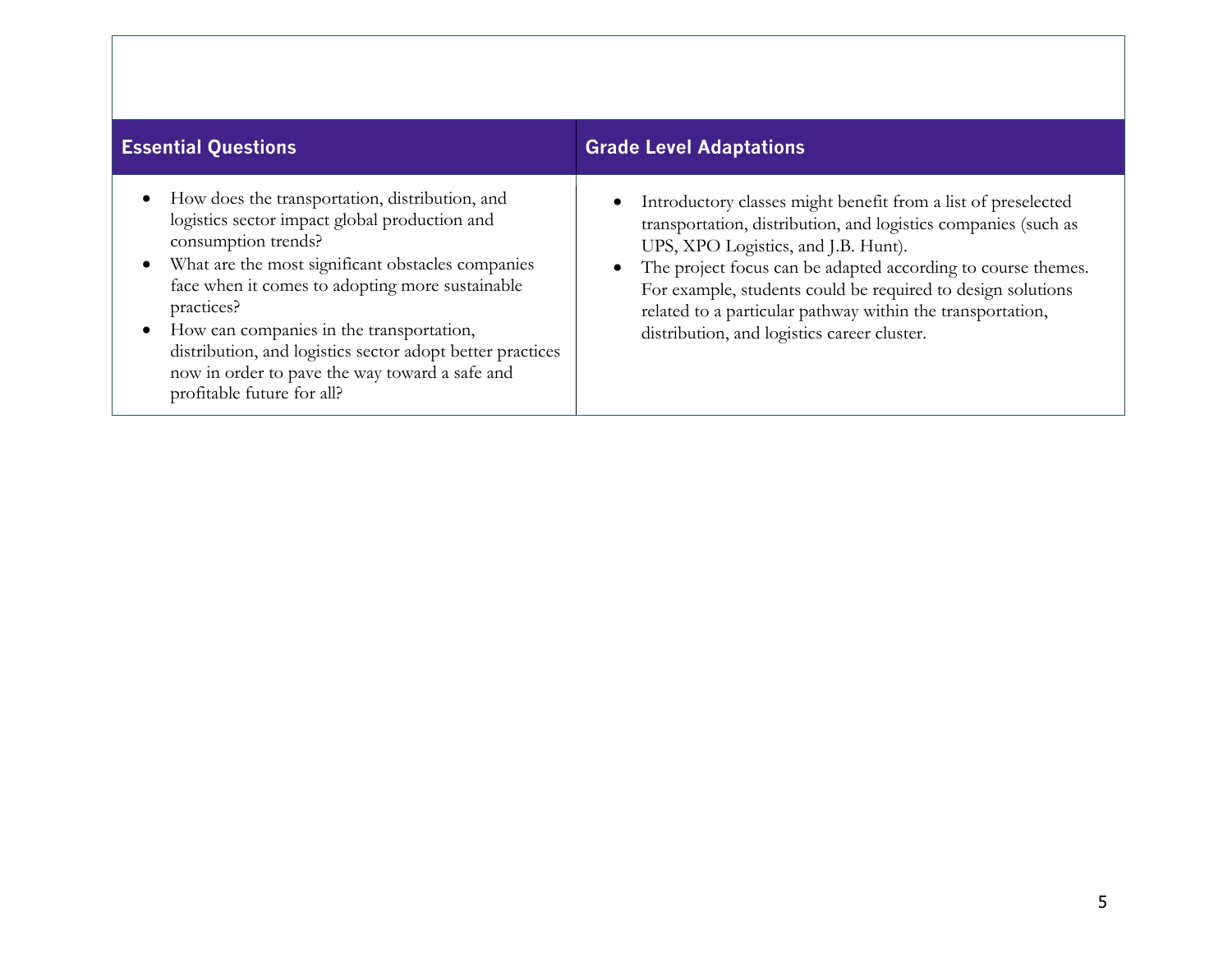| Essential Questions | Grade Level Adaptations |
|---|---|
| • How does the transportation, distribution, and logistics sector impact global production and consumption trends?<br>• What are the most significant obstacles companies face when it comes to adopting more sustainable practices?<br>• How can companies in the transportation, distribution, and logistics sector adopt better practices now in order to pave the way toward a safe and profitable future for all? | • Introductory classes might benefit from a list of preselected transportation, distribution, and logistics companies (such as UPS, XPO Logistics, and J.B. Hunt).<br>• The project focus can be adapted according to course themes. For example, students could be required to design solutions related to a particular pathway within the transportation, distribution, and logistics career cluster. |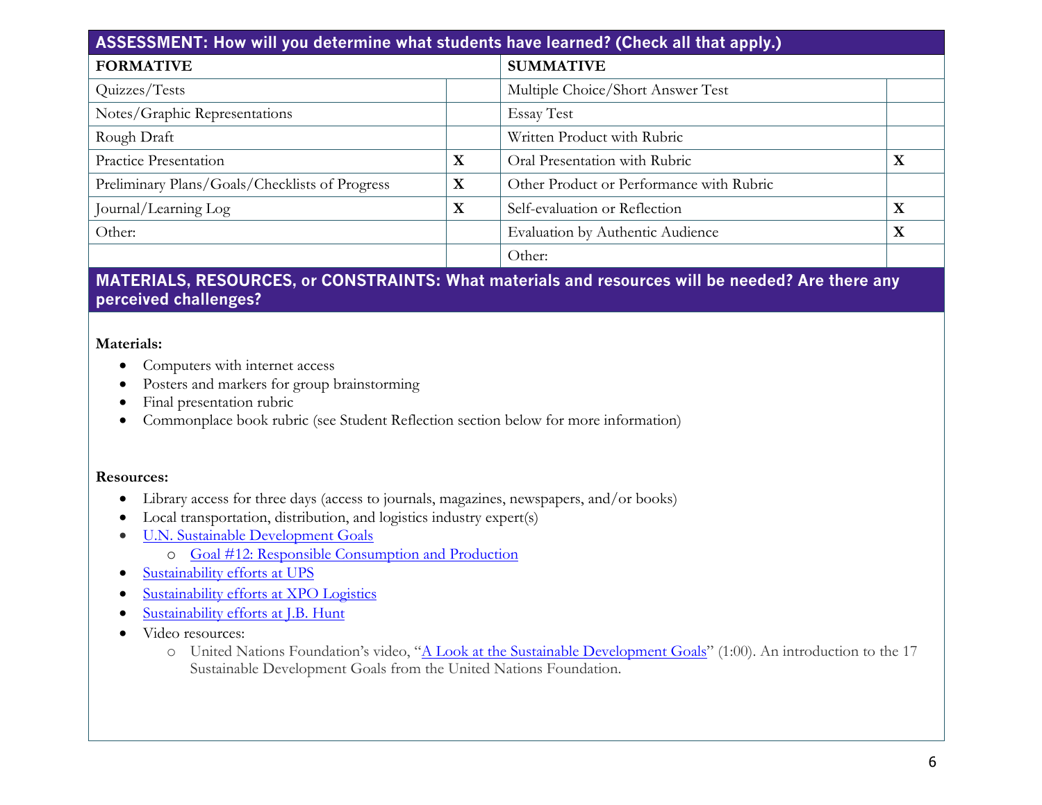## ASSESSMENT: How will you determine what students have learned? (Check all that apply.)

| FORMATIVE | | SUMMATIVE | |
|---|---|---|---|
| Quizzes/Tests | | Multiple Choice/Short Answer Test | |
| Notes/Graphic Representations | | Essay Test | |
| Rough Draft | | Written Product with Rubric | |
| Practice Presentation | X | Oral Presentation with Rubric | X |
| Preliminary Plans/Goals/Checklists of Progress | X | Other Product or Performance with Rubric | |
| Journal/Learning Log | X | Self-evaluation or Reflection | X |
| Other: | | Evaluation by Authentic Audience | X |
| | | Other: | |

## MATERIALS, RESOURCES, or CONSTRAINTS: What materials and resources will be needed? Are there any perceived challenges?

**Materials:**

- Computers with internet access
- Posters and markers for group brainstorming
- Final presentation rubric
- Commonplace book rubric (see Student Reflection section below for more information)

**Resources:**

- Library access for three days (access to journals, magazines, newspapers, and/or books)
- Local transportation, distribution, and logistics industry expert(s)
- U.N. Sustainable Development Goals
  - Goal #12: Responsible Consumption and Production
- Sustainability efforts at UPS
- Sustainability efforts at XPO Logistics
- Sustainability efforts at J.B. Hunt
- Video resources:
  - United Nations Foundation's video, "A Look at the Sustainable Development Goals" (1:00). An introduction to the 17 Sustainable Development Goals from the United Nations Foundation.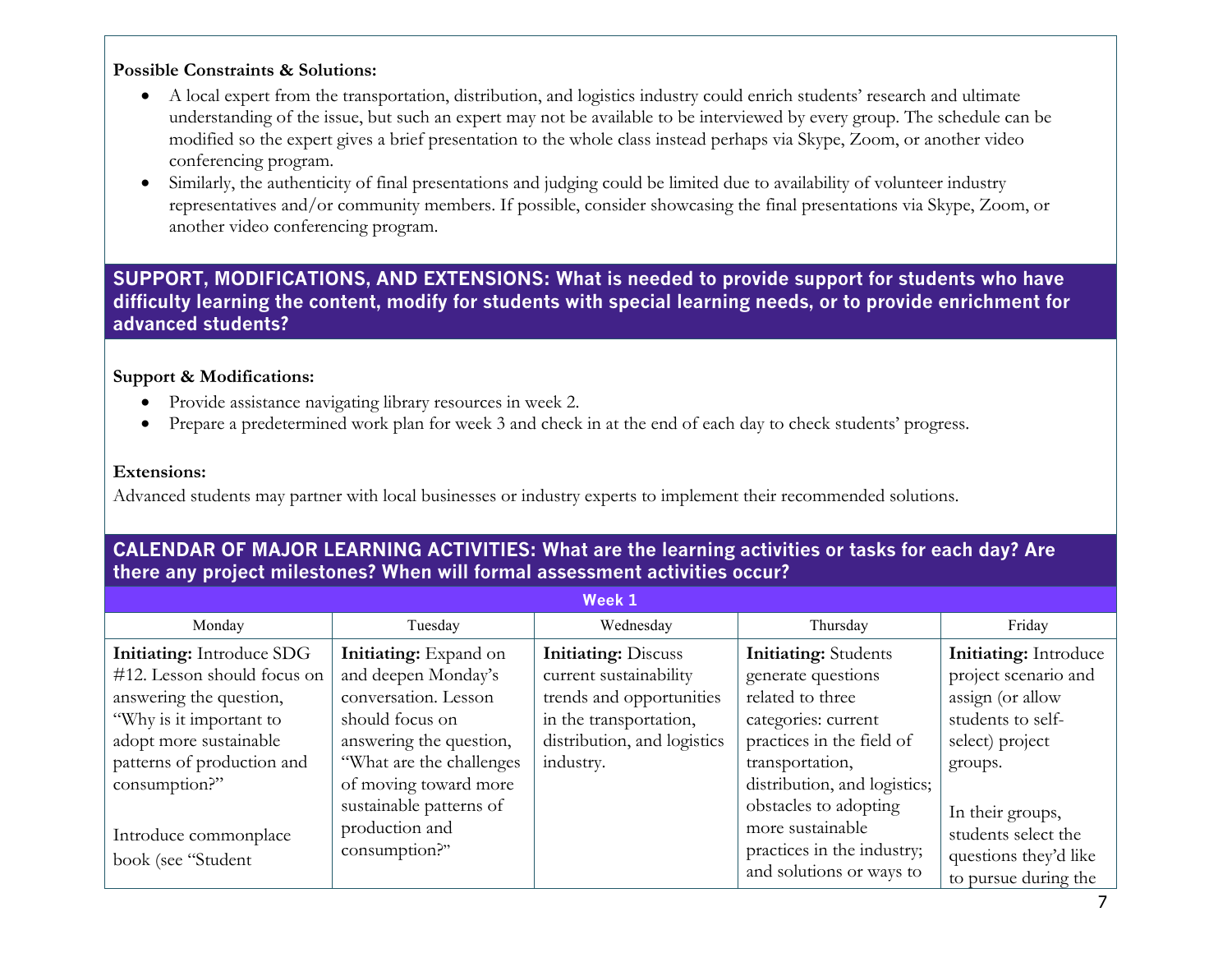**Possible Constraints & Solutions:**

- A local expert from the transportation, distribution, and logistics industry could enrich students' research and ultimate understanding of the issue, but such an expert may not be available to be interviewed by every group. The schedule can be modified so the expert gives a brief presentation to the whole class instead perhaps via Skype, Zoom, or another video conferencing program.
- Similarly, the authenticity of final presentations and judging could be limited due to availability of volunteer industry representatives and/or community members. If possible, consider showcasing the final presentations via Skype, Zoom, or another video conferencing program.

## SUPPORT, MODIFICATIONS, AND EXTENSIONS: What is needed to provide support for students who have difficulty learning the content, modify for students with special learning needs, or to provide enrichment for advanced students?

**Support & Modifications:**

- Provide assistance navigating library resources in week 2.
- Prepare a predetermined work plan for week 3 and check in at the end of each day to check students' progress.

**Extensions:**

Advanced students may partner with local businesses or industry experts to implement their recommended solutions.

## CALENDAR OF MAJOR LEARNING ACTIVITIES: What are the learning activities or tasks for each day? Are there any project milestones? When will formal assessment activities occur?

**Week 1**

| Monday | Tuesday | Wednesday | Thursday | Friday |
|---|---|---|---|---|
| **Initiating:** Introduce SDG #12. Lesson should focus on answering the question, "Why is it important to adopt more sustainable patterns of production and consumption?"<br><br>Introduce commonplace book (see "Student | **Initiating:** Expand on and deepen Monday's conversation. Lesson should focus on answering the question, "What are the challenges of moving toward more sustainable patterns of production and consumption?" | **Initiating:** Discuss current sustainability trends and opportunities in the transportation, distribution, and logistics industry. | **Initiating:** Students generate questions related to three categories: current practices in the field of transportation, distribution, and logistics; obstacles to adopting more sustainable practices in the industry; and solutions or ways to | **Initiating:** Introduce project scenario and assign (or allow students to self-select) project groups.<br><br>In their groups, students select the questions they'd like to pursue during the |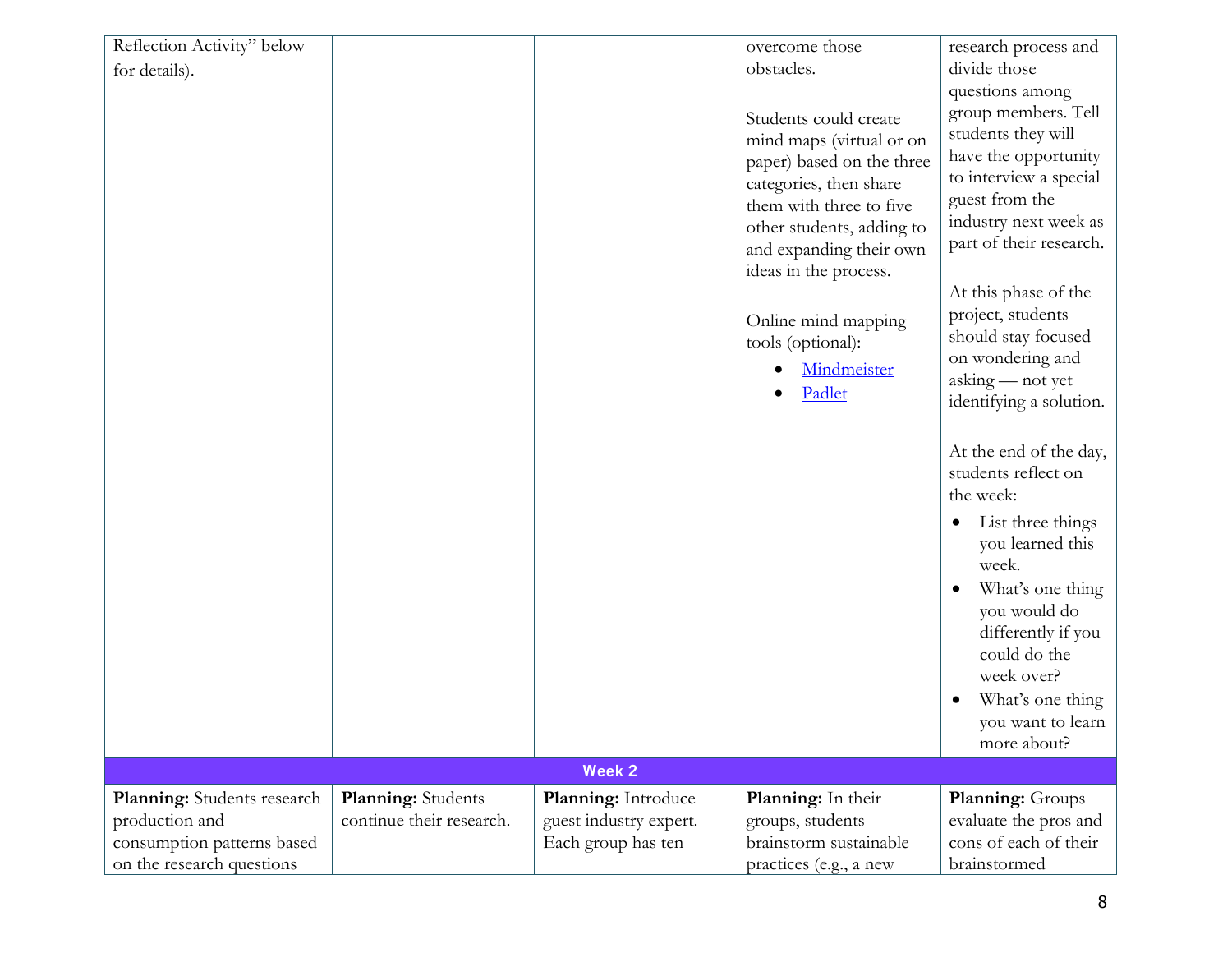| | | | | |
|---|---|---|---|---|
| Reflection Activity" below for details). | | | overcome those obstacles.<br><br>Students could create mind maps (virtual or on paper) based on the three categories, then share them with three to five other students, adding to and expanding their own ideas in the process.<br><br>Online mind mapping tools (optional):<br>• Mindmeister<br>• Padlet | research process and divide those questions among group members. Tell students they will have the opportunity to interview a special guest from the industry next week as part of their research.<br><br>At this phase of the project, students should stay focused on wondering and asking — not yet identifying a solution.<br><br>At the end of the day, students reflect on the week:<br>• List three things you learned this week.<br>• What's one thing you would do differently if you could do the week over?<br>• What's one thing you want to learn more about? |
| **Week 2** | | | | |
| **Planning:** Students research production and consumption patterns based on the research questions | **Planning:** Students continue their research. | **Planning:** Introduce guest industry expert. Each group has ten | **Planning:** In their groups, students brainstorm sustainable practices (e.g., a new | **Planning:** Groups evaluate the pros and cons of each of their brainstormed |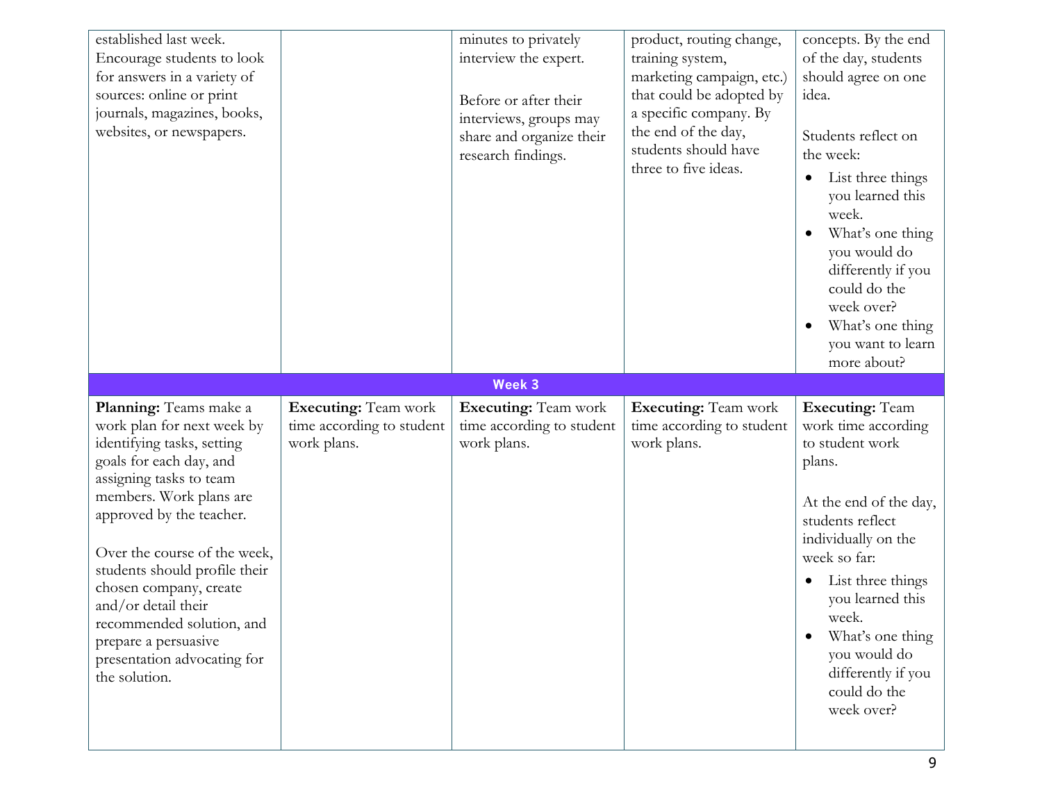| | | | | |
|---|---|---|---|---|
| established last week. Encourage students to look for answers in a variety of sources: online or print journals, magazines, books, websites, or newspapers. | | minutes to privately interview the expert.<br><br>Before or after their interviews, groups may share and organize their research findings. | product, routing change, training system, marketing campaign, etc.) that could be adopted by a specific company. By the end of the day, students should have three to five ideas. | concepts. By the end of the day, students should agree on one idea.<br><br>Students reflect on the week:<br>• List three things you learned this week.<br>• What's one thing you would do differently if you could do the week over?<br>• What's one thing you want to learn more about? |
| **Week 3** | | | | |
| **Planning:** Teams make a work plan for next week by identifying tasks, setting goals for each day, and assigning tasks to team members. Work plans are approved by the teacher.<br><br>Over the course of the week, students should profile their chosen company, create and/or detail their recommended solution, and prepare a persuasive presentation advocating for the solution. | **Executing:** Team work time according to student work plans. | **Executing:** Team work time according to student work plans. | **Executing:** Team work time according to student work plans. | **Executing:** Team work time according to student work plans.<br><br>At the end of the day, students reflect individually on the week so far:<br>• List three things you learned this week.<br>• What's one thing you would do differently if you could do the week over? |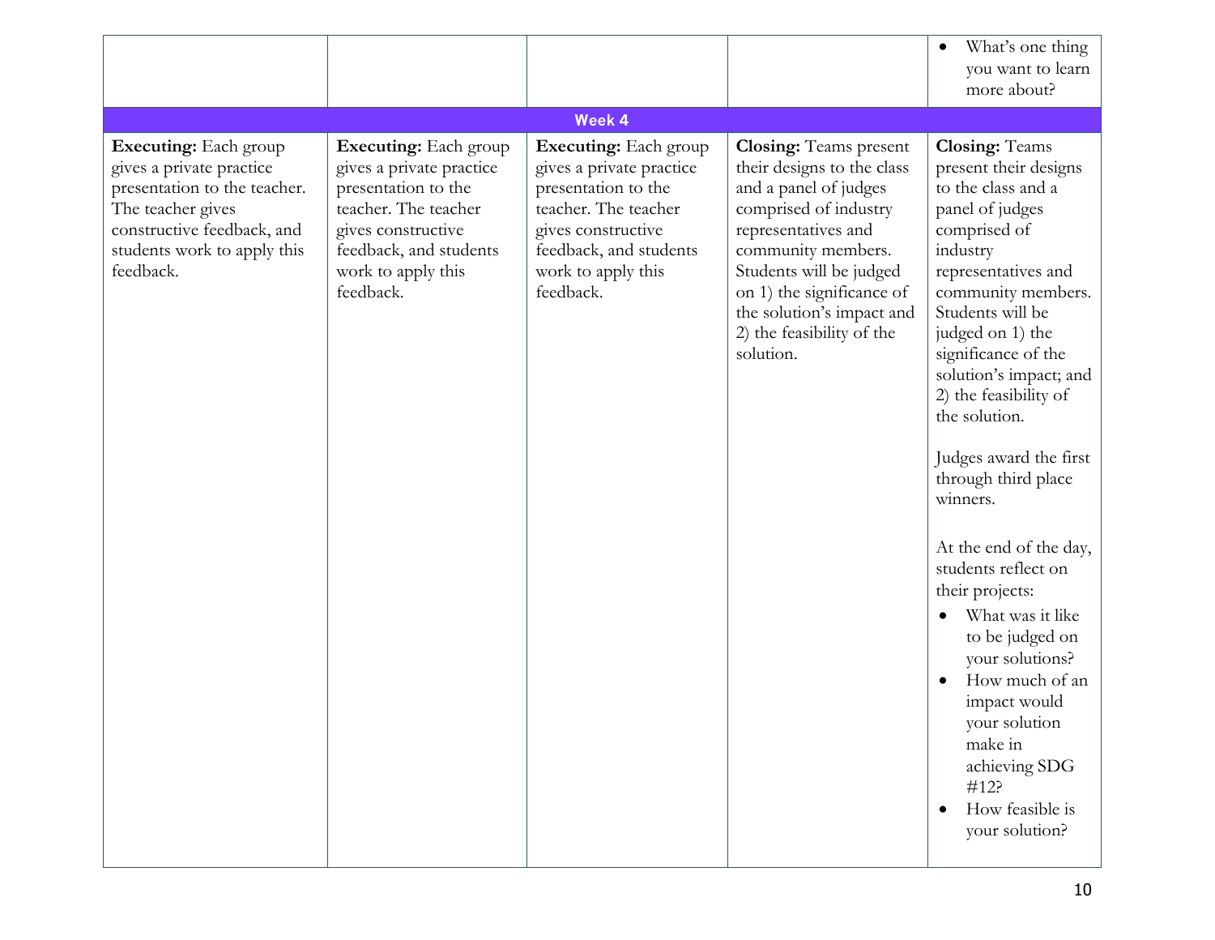| | | | | • What's one thing you want to learn more about? |
|---|---|---|---|---|
| **Week 4** | | | | |
| **Executing:** Each group gives a private practice presentation to the teacher. The teacher gives constructive feedback, and students work to apply this feedback. | **Executing:** Each group gives a private practice presentation to the teacher. The teacher gives constructive feedback, and students work to apply this feedback. | **Executing:** Each group gives a private practice presentation to the teacher. The teacher gives constructive feedback, and students work to apply this feedback. | **Closing:** Teams present their designs to the class and a panel of judges comprised of industry representatives and community members. Students will be judged on 1) the significance of the solution's impact and 2) the feasibility of the solution. | **Closing:** Teams present their designs to the class and a panel of judges comprised of industry representatives and community members. Students will be judged on 1) the significance of the solution's impact; and 2) the feasibility of the solution.<br><br>Judges award the first through third place winners.<br><br>At the end of the day, students reflect on their projects:<br>• What was it like to be judged on your solutions?<br>• How much of an impact would your solution make in achieving SDG #12?<br>• How feasible is your solution? |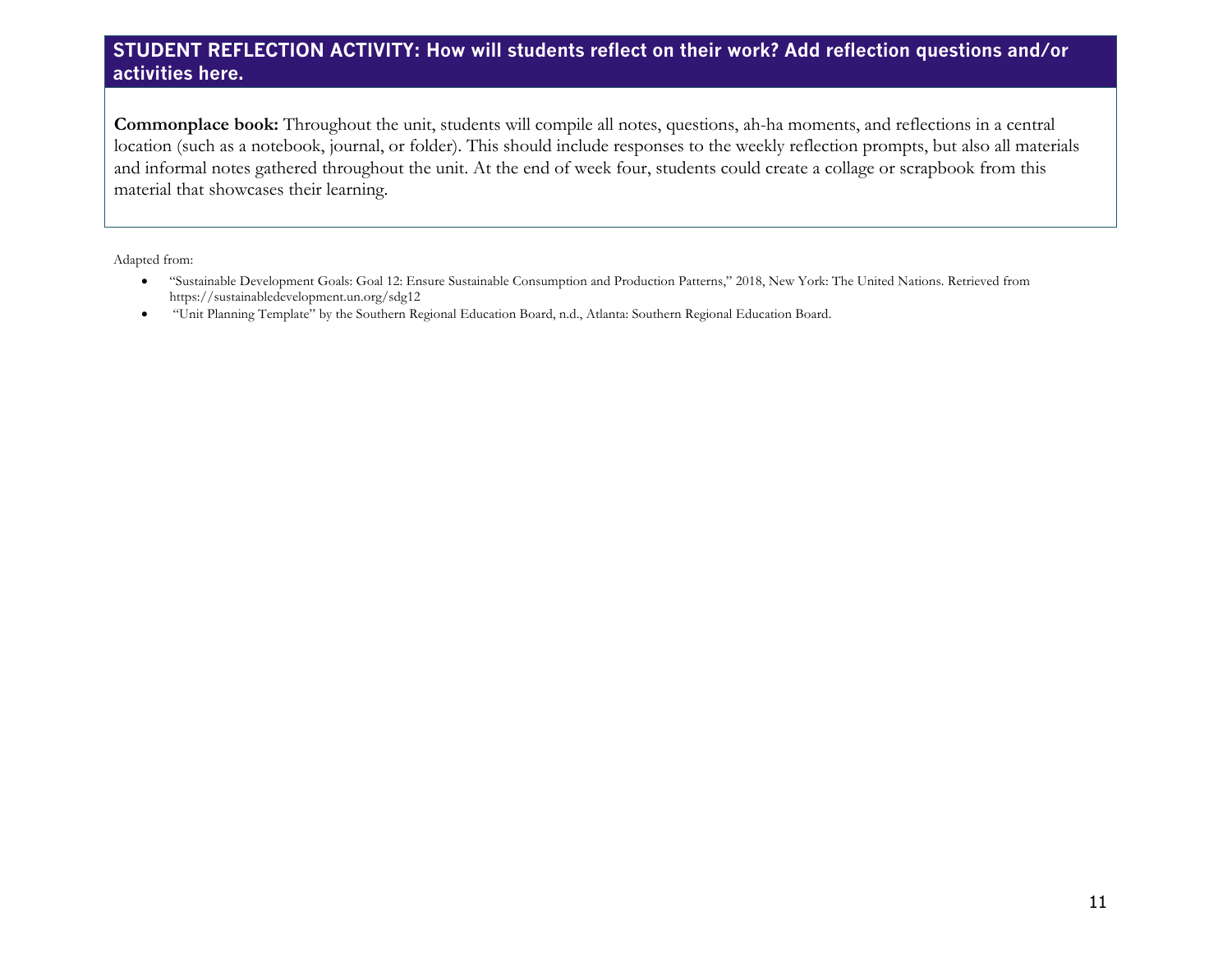## STUDENT REFLECTION ACTIVITY: How will students reflect on their work? Add reflection questions and/or activities here.

**Commonplace book:** Throughout the unit, students will compile all notes, questions, ah-ha moments, and reflections in a central location (such as a notebook, journal, or folder). This should include responses to the weekly reflection prompts, but also all materials and informal notes gathered throughout the unit. At the end of week four, students could create a collage or scrapbook from this material that showcases their learning.

Adapted from:

- "Sustainable Development Goals: Goal 12: Ensure Sustainable Consumption and Production Patterns," 2018, New York: The United Nations. Retrieved from https://sustainabledevelopment.un.org/sdg12
- "Unit Planning Template" by the Southern Regional Education Board, n.d., Atlanta: Southern Regional Education Board.